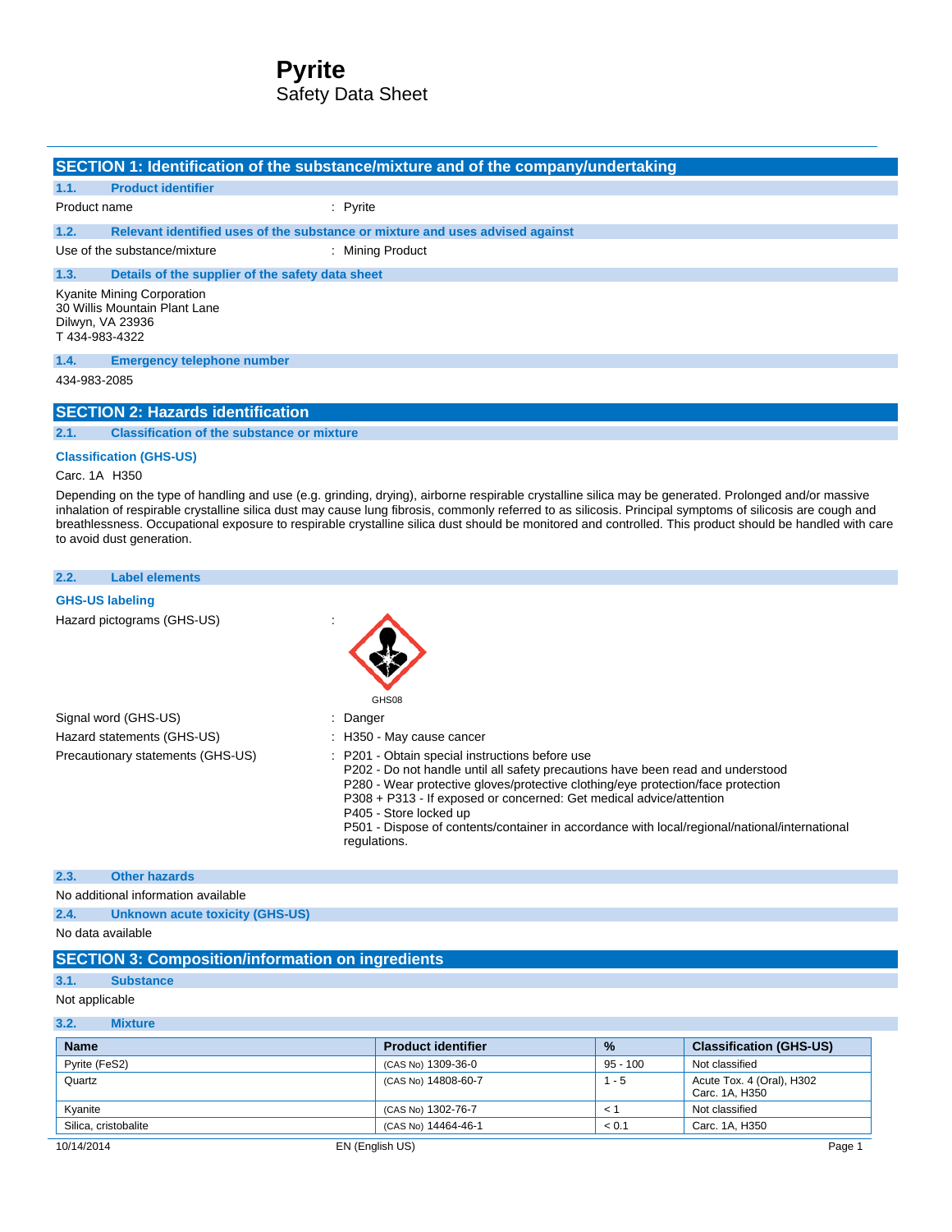# Pyrite

Safety Data Sheet

## SECTION 1: Identification of the substance/mixture and of the company/undertaking

### 1.1. Product identifier

Product name : Pyrite

### 1.2. Relevant identified uses of the substance or mixture and uses advised against

Use of the substance/mixture : Mining Product

### 1.3. Details of the supplier of the safety data sheet

Kyanite Mining Corporation
30 Willis Mountain Plant Lane
Dilwyn, VA 23936
T 434-983-4322

### 1.4. Emergency telephone number

434-983-2085

## SECTION 2: Hazards identification

### 2.1. Classification of the substance or mixture

**Classification (GHS-US)**

Carc. 1A H350

Depending on the type of handling and use (e.g. grinding, drying), airborne respirable crystalline silica may be generated. Prolonged and/or massive inhalation of respirable crystalline silica dust may cause lung fibrosis, commonly referred to as silicosis. Principal symptoms of silicosis are cough and breathlessness. Occupational exposure to respirable crystalline silica dust should be monitored and controlled. This product should be handled with care to avoid dust generation.

### 2.2. Label elements

**GHS-US labeling**

Hazard pictograms (GHS-US) :

GHS08

Signal word (GHS-US) : Danger

Hazard statements (GHS-US) : H350 - May cause cancer

Precautionary statements (GHS-US) :
- P201 - Obtain special instructions before use
- P202 - Do not handle until all safety precautions have been read and understood
- P280 - Wear protective gloves/protective clothing/eye protection/face protection
- P308 + P313 - If exposed or concerned: Get medical advice/attention
- P405 - Store locked up
- P501 - Dispose of contents/container in accordance with local/regional/national/international regulations.

### 2.3. Other hazards

No additional information available

### 2.4. Unknown acute toxicity (GHS-US)

No data available

## SECTION 3: Composition/information on ingredients

### 3.1. Substance

Not applicable

### 3.2. Mixture

| Name | Product identifier | % | Classification (GHS-US) |
|---|---|---|---|
| Pyrite ($FeS_2$) | (CAS No) 1309-36-0 | 95 - 100 | Not classified |
| Quartz | (CAS No) 14808-60-7 | 1 - 5 | Acute Tox. 4 (Oral), H302<br>Carc. 1A, H350 |
| Kyanite | (CAS No) 1302-76-7 | < 1 | Not classified |
| Silica, cristobalite | (CAS No) 14464-46-1 | < 0.1 | Carc. 1A, H350 |

10/14/2014 EN (English US)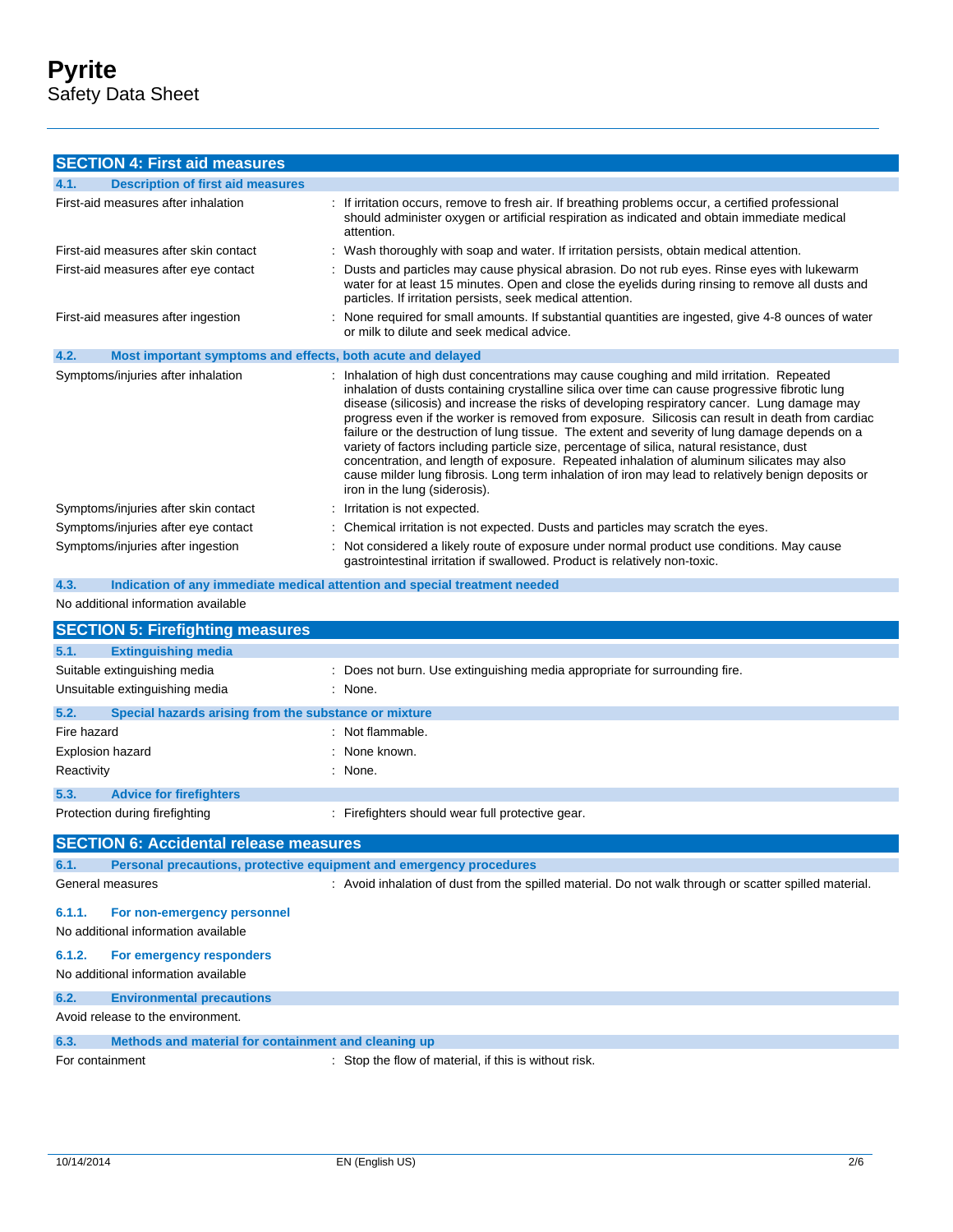## SECTION 4: First aid measures

### 4.1. Description of first aid measures

| | |
|---|---|
| First-aid measures after inhalation | : If irritation occurs, remove to fresh air. If breathing problems occur, a certified professional should administer oxygen or artificial respiration as indicated and obtain immediate medical attention. |
| First-aid measures after skin contact | : Wash thoroughly with soap and water. If irritation persists, obtain medical attention. |
| First-aid measures after eye contact | : Dusts and particles may cause physical abrasion. Do not rub eyes. Rinse eyes with lukewarm water for at least 15 minutes. Open and close the eyelids during rinsing to remove all dusts and particles. If irritation persists, seek medical attention. |
| First-aid measures after ingestion | : None required for small amounts. If substantial quantities are ingested, give 4-8 ounces of water or milk to dilute and seek medical advice. |

### 4.2. Most important symptoms and effects, both acute and delayed

| | |
|---|---|
| Symptoms/injuries after inhalation | : Inhalation of high dust concentrations may cause coughing and mild irritation. Repeated inhalation of dusts containing crystalline silica over time can cause progressive fibrotic lung disease (silicosis) and increase the risks of developing respiratory cancer. Lung damage may progress even if the worker is removed from exposure. Silicosis can result in death from cardiac failure or the destruction of lung tissue. The extent and severity of lung damage depends on a variety of factors including particle size, percentage of silica, natural resistance, dust concentration, and length of exposure. Repeated inhalation of aluminum silicates may also cause milder lung fibrosis. Long term inhalation of iron may lead to relatively benign deposits or iron in the lung (siderosis). |
| Symptoms/injuries after skin contact | : Irritation is not expected. |
| Symptoms/injuries after eye contact | : Chemical irritation is not expected. Dusts and particles may scratch the eyes. |
| Symptoms/injuries after ingestion | : Not considered a likely route of exposure under normal product use conditions. May cause gastrointestinal irritation if swallowed. Product is relatively non-toxic. |

### 4.3. Indication of any immediate medical attention and special treatment needed

No additional information available

## SECTION 5: Firefighting measures

### 5.1. Extinguishing media

| | |
|---|---|
| Suitable extinguishing media | : Does not burn. Use extinguishing media appropriate for surrounding fire. |
| Unsuitable extinguishing media | : None. |

### 5.2. Special hazards arising from the substance or mixture

| | |
|---|---|
| Fire hazard | : Not flammable. |
| Explosion hazard | : None known. |
| Reactivity | : None. |

### 5.3. Advice for firefighters

| | |
|---|---|
| Protection during firefighting | : Firefighters should wear full protective gear. |

## SECTION 6: Accidental release measures

### 6.1. Personal precautions, protective equipment and emergency procedures

| | |
|---|---|
| General measures | : Avoid inhalation of dust from the spilled material. Do not walk through or scatter spilled material. |

#### 6.1.1. For non-emergency personnel

No additional information available

#### 6.1.2. For emergency responders

No additional information available

### 6.2. Environmental precautions

Avoid release to the environment.

### 6.3. Methods and material for containment and cleaning up

| | |
|---|---|
| For containment | : Stop the flow of material, if this is without risk. |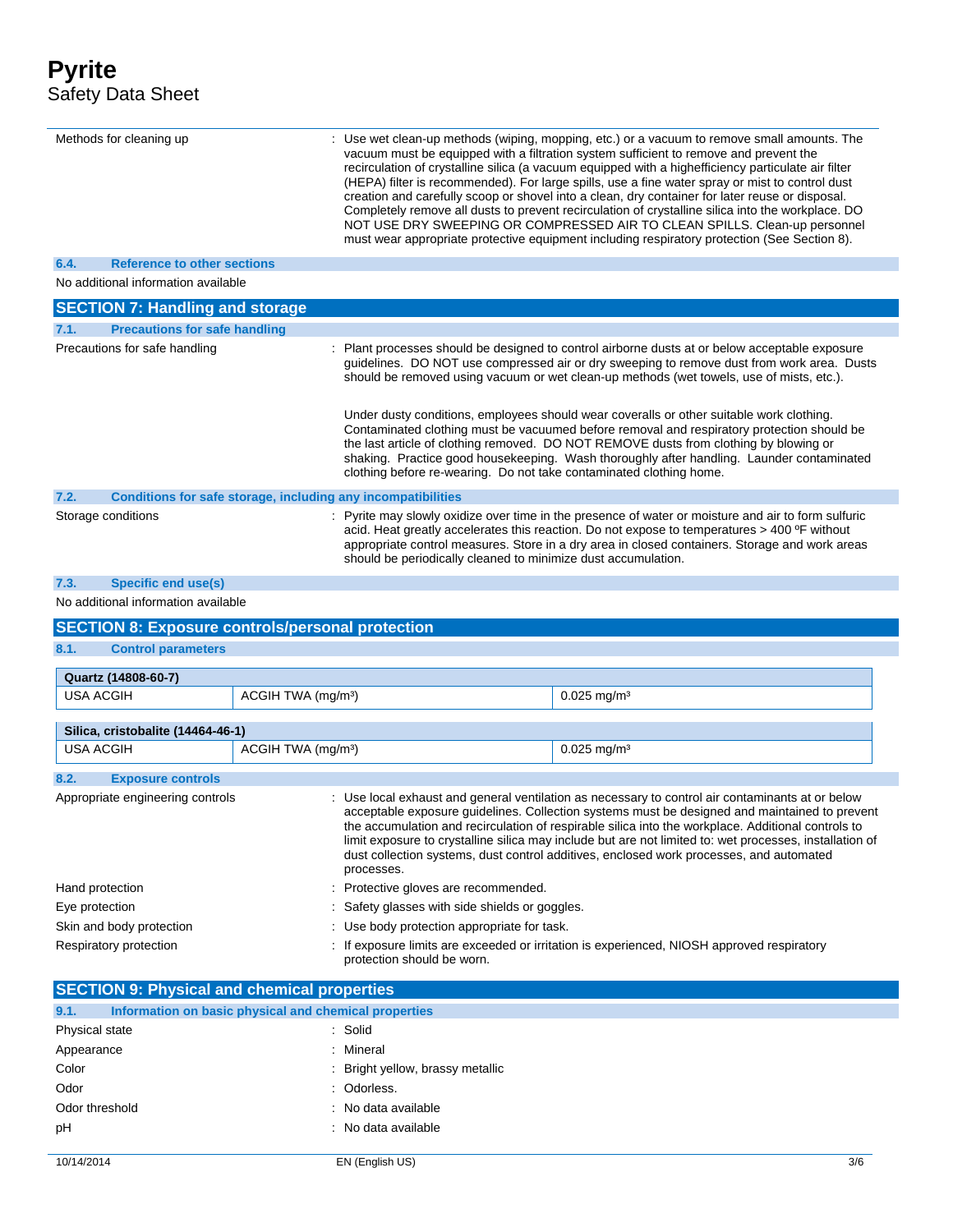Methods for cleaning up : Use wet clean-up methods (wiping, mopping, etc.) or a vacuum to remove small amounts. The vacuum must be equipped with a filtration system sufficient to remove and prevent the recirculation of crystalline silica (a vacuum equipped with a highefficiency particulate air filter (HEPA) filter is recommended). For large spills, use a fine water spray or mist to control dust creation and carefully scoop or shovel into a clean, dry container for later reuse or disposal. Completely remove all dusts to prevent recirculation of crystalline silica into the workplace. DO NOT USE DRY SWEEPING OR COMPRESSED AIR TO CLEAN SPILLS. Clean-up personnel must wear appropriate protective equipment including respiratory protection (See Section 8).

### 6.4. Reference to other sections

No additional information available

## SECTION 7: Handling and storage

### 7.1. Precautions for safe handling

Precautions for safe handling : Plant processes should be designed to control airborne dusts at or below acceptable exposure guidelines. DO NOT use compressed air or dry sweeping to remove dust from work area. Dusts should be removed using vacuum or wet clean-up methods (wet towels, use of mists, etc.).

Under dusty conditions, employees should wear coveralls or other suitable work clothing. Contaminated clothing must be vacuumed before removal and respiratory protection should be the last article of clothing removed. DO NOT REMOVE dusts from clothing by blowing or shaking. Practice good housekeeping. Wash thoroughly after handling. Launder contaminated clothing before re-wearing. Do not take contaminated clothing home.

### 7.2. Conditions for safe storage, including any incompatibilities

Storage conditions : Pyrite may slowly oxidize over time in the presence of water or moisture and air to form sulfuric acid. Heat greatly accelerates this reaction. Do not expose to temperatures > 400 ºF without appropriate control measures. Store in a dry area in closed containers. Storage and work areas should be periodically cleaned to minimize dust accumulation.

### 7.3. Specific end use(s)

No additional information available

## SECTION 8: Exposure controls/personal protection

### 8.1. Control parameters

| Quartz (14808-60-7) | | |
|---|---|---|
| USA ACGIH | ACGIH TWA (mg/m³) | 0.025 mg/m³ |

| Silica, cristobalite (14464-46-1) | | |
|---|---|---|
| USA ACGIH | ACGIH TWA (mg/m³) | 0.025 mg/m³ |

### 8.2. Exposure controls

Appropriate engineering controls : Use local exhaust and general ventilation as necessary to control air contaminants at or below acceptable exposure guidelines. Collection systems must be designed and maintained to prevent the accumulation and recirculation of respirable silica into the workplace. Additional controls to limit exposure to crystalline silica may include but are not limited to: wet processes, installation of dust collection systems, dust control additives, enclosed work processes, and automated processes.

Hand protection : Protective gloves are recommended.

Eye protection : Safety glasses with side shields or goggles.

Skin and body protection : Use body protection appropriate for task.

Respiratory protection : If exposure limits are exceeded or irritation is experienced, NIOSH approved respiratory protection should be worn.

## SECTION 9: Physical and chemical properties

### 9.1. Information on basic physical and chemical properties

Physical state : Solid

Appearance : Mineral

Color : Bright yellow, brassy metallic

Odor : Odorless.

Odor threshold : No data available

pH : No data available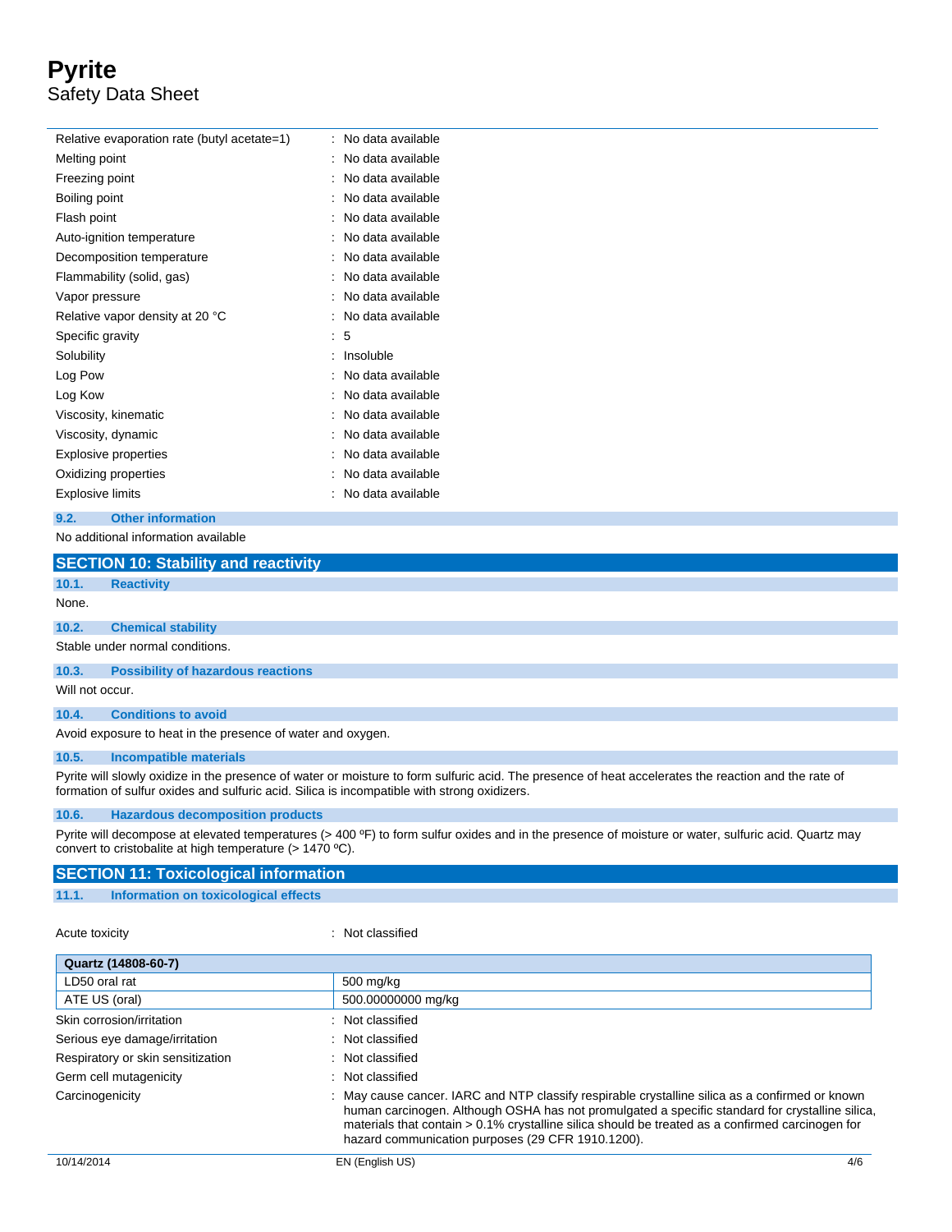| | |
|---|---|
| Relative evaporation rate (butyl acetate=1) | : No data available |
| Melting point | : No data available |
| Freezing point | : No data available |
| Boiling point | : No data available |
| Flash point | : No data available |
| Auto-ignition temperature | : No data available |
| Decomposition temperature | : No data available |
| Flammability (solid, gas) | : No data available |
| Vapor pressure | : No data available |
| Relative vapor density at 20 °C | : No data available |
| Specific gravity | : 5 |
| Solubility | : Insoluble |
| Log Pow | : No data available |
| Log Kow | : No data available |
| Viscosity, kinematic | : No data available |
| Viscosity, dynamic | : No data available |
| Explosive properties | : No data available |
| Oxidizing properties | : No data available |
| Explosive limits | : No data available |

### 9.2. Other information

No additional information available

## SECTION 10: Stability and reactivity

### 10.1. Reactivity

None.

### 10.2. Chemical stability

Stable under normal conditions.

### 10.3. Possibility of hazardous reactions

Will not occur.

### 10.4. Conditions to avoid

Avoid exposure to heat in the presence of water and oxygen.

### 10.5. Incompatible materials

Pyrite will slowly oxidize in the presence of water or moisture to form sulfuric acid. The presence of heat accelerates the reaction and the rate of formation of sulfur oxides and sulfuric acid. Silica is incompatible with strong oxidizers.

### 10.6. Hazardous decomposition products

Pyrite will decompose at elevated temperatures (> 400 ºF) to form sulfur oxides and in the presence of moisture or water, sulfuric acid. Quartz may convert to cristobalite at high temperature (> 1470 ºC).

## SECTION 11: Toxicological information

### 11.1. Information on toxicological effects

Acute toxicity : Not classified

| Quartz (14808-60-7) | |
|---|---|
| LD50 oral rat | 500 mg/kg |
| ATE US (oral) | 500.00000000 mg/kg |

| | |
|---|---|
| Skin corrosion/irritation | : Not classified |
| Serious eye damage/irritation | : Not classified |
| Respiratory or skin sensitization | : Not classified |
| Germ cell mutagenicity | : Not classified |
| Carcinogenicity | : May cause cancer. IARC and NTP classify respirable crystalline silica as a confirmed or known human carcinogen. Although OSHA has not promulgated a specific standard for crystalline silica, materials that contain > 0.1% crystalline silica should be treated as a confirmed carcinogen for hazard communication purposes (29 CFR 1910.1200). |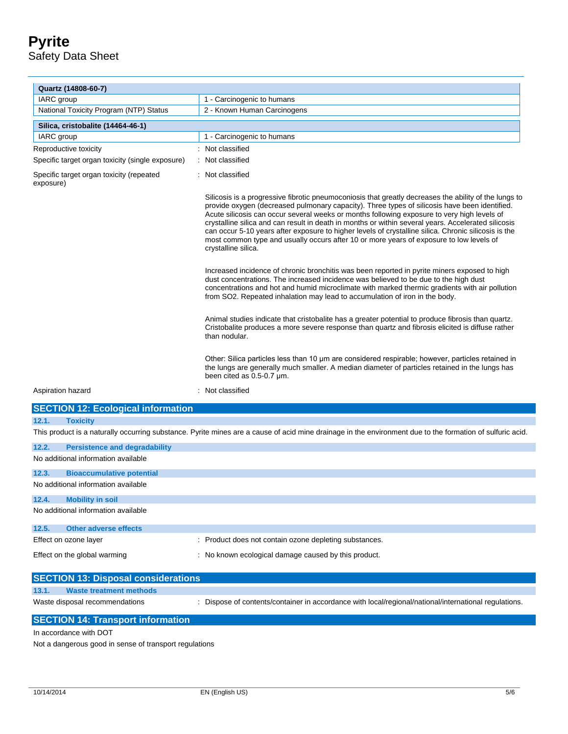| Quartz (14808-60-7) | |
|---|---|
| IARC group | 1 - Carcinogenic to humans |
| National Toxicity Program (NTP) Status | 2 - Known Human Carcinogens |

| Silica, cristobalite (14464-46-1) | |
|---|---|
| IARC group | 1 - Carcinogenic to humans |

Reproductive toxicity : Not classified

Specific target organ toxicity (single exposure) : Not classified

Specific target organ toxicity (repeated exposure) : Not classified

Silicosis is a progressive fibrotic pneumoconiosis that greatly decreases the ability of the lungs to provide oxygen (decreased pulmonary capacity). Three types of silicosis have been identified. Acute silicosis can occur several weeks or months following exposure to very high levels of crystalline silica and can result in death in months or within several years. Accelerated silicosis can occur 5-10 years after exposure to higher levels of crystalline silica. Chronic silicosis is the most common type and usually occurs after 10 or more years of exposure to low levels of crystalline silica.

Increased incidence of chronic bronchitis was been reported in pyrite miners exposed to high dust concentrations. The increased incidence was believed to be due to the high dust concentrations and hot and humid microclimate with marked thermic gradients with air pollution from $SO_2$. Repeated inhalation may lead to accumulation of iron in the body.

Animal studies indicate that cristobalite has a greater potential to produce fibrosis than quartz. Cristobalite produces a more severe response than quartz and fibrosis elicited is diffuse rather than nodular.

Other: Silica particles less than 10 µm are considered respirable; however, particles retained in the lungs are generally much smaller. A median diameter of particles retained in the lungs has been cited as 0.5-0.7 µm.

Aspiration hazard : Not classified

## SECTION 12: Ecological information

### 12.1. Toxicity

This product is a naturally occurring substance. Pyrite mines are a cause of acid mine drainage in the environment due to the formation of sulfuric acid.

### 12.2. Persistence and degradability

No additional information available

### 12.3. Bioaccumulative potential

No additional information available

### 12.4. Mobility in soil

No additional information available

### 12.5. Other adverse effects

Effect on ozone layer : Product does not contain ozone depleting substances.

Effect on the global warming : No known ecological damage caused by this product.

## SECTION 13: Disposal considerations

### 13.1. Waste treatment methods

Waste disposal recommendations : Dispose of contents/container in accordance with local/regional/national/international regulations.

## SECTION 14: Transport information

In accordance with DOT

Not a dangerous good in sense of transport regulations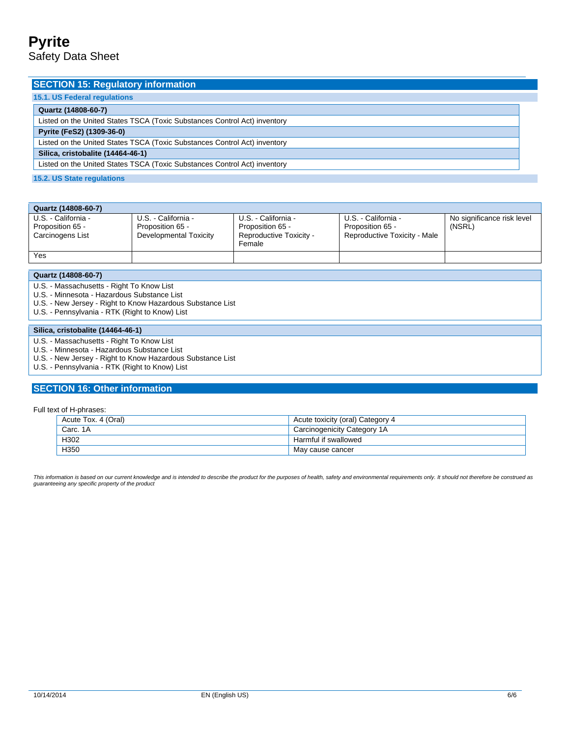## SECTION 15: Regulatory information

### 15.1. US Federal regulations

| Quartz (14808-60-7) |
|---|
| Listed on the United States TSCA (Toxic Substances Control Act) inventory |

| Pyrite ($FeS_2$) (1309-36-0) |
|---|
| Listed on the United States TSCA (Toxic Substances Control Act) inventory |

| Silica, cristobalite (14464-46-1) |
|---|
| Listed on the United States TSCA (Toxic Substances Control Act) inventory |

### 15.2. US State regulations

| Quartz (14808-60-7) | | | | |
|---|---|---|---|---|
| U.S. - California - Proposition 65 - Carcinogens List | U.S. - California - Proposition 65 - Developmental Toxicity | U.S. - California - Proposition 65 - Reproductive Toxicity - Female | U.S. - California - Proposition 65 - Reproductive Toxicity - Male | No significance risk level (NSRL) |
| Yes | | | | |

| Quartz (14808-60-7) |
|---|
| U.S. - Massachusetts - Right To Know List<br>U.S. - Minnesota - Hazardous Substance List<br>U.S. - New Jersey - Right to Know Hazardous Substance List<br>U.S. - Pennsylvania - RTK (Right to Know) List |

| Silica, cristobalite (14464-46-1) |
|---|
| U.S. - Massachusetts - Right To Know List<br>U.S. - Minnesota - Hazardous Substance List<br>U.S. - New Jersey - Right to Know Hazardous Substance List<br>U.S. - Pennsylvania - RTK (Right to Know) List |

## SECTION 16: Other information

Full text of H-phrases:

| | |
|---|---|
| Acute Tox. 4 (Oral) | Acute toxicity (oral) Category 4 |
| Carc. 1A | Carcinogenicity Category 1A |
| H302 | Harmful if swallowed |
| H350 | May cause cancer |

*This information is based on our current knowledge and is intended to describe the product for the purposes of health, safety and environmental requirements only. It should not therefore be construed as guaranteeing any specific property of the product*